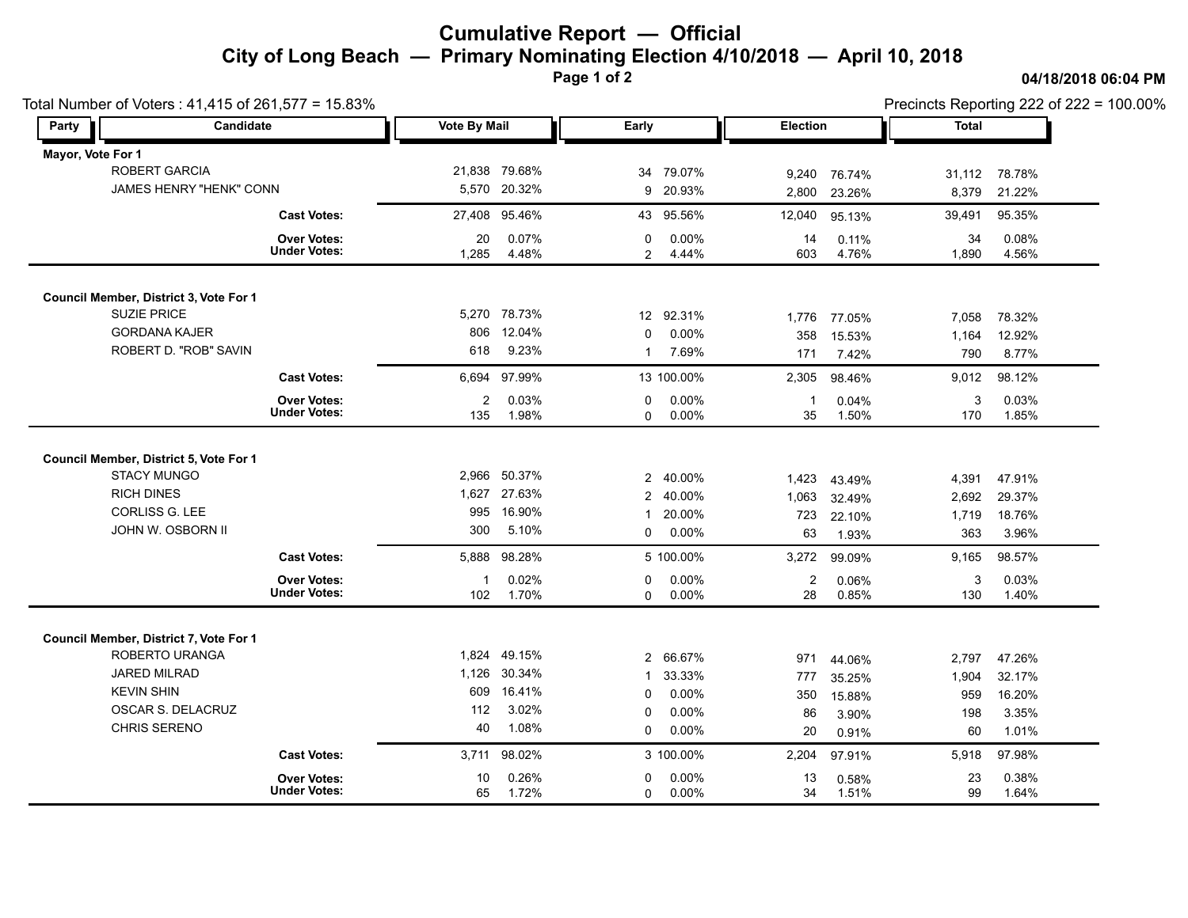# Cumulative Report — Official

## City of Long Beach — Primary Nominating Election 4/10/2018 — April 10, 2018

04/18/2018 06:04 PM

Total Number of Voters : 41,415 of 261,577 = 15.83%

Precincts Reporting 222 of 222 = 100.00%

| Party | Candidate | Vote By Mail | | Early | | Election | | Total | |
|---|---|---|---|---|---|---|---|---|---|
| **Mayor, Vote For 1** | | | | | | | | | |
| | ROBERT GARCIA | 21,838 | 79.68% | 34 | 79.07% | 9,240 | 76.74% | 31,112 | 78.78% |
| | JAMES HENRY "HENK" CONN | 5,570 | 20.32% | 9 | 20.93% | 2,800 | 23.26% | 8,379 | 21.22% |
| | **Cast Votes:** | 27,408 | 95.46% | 43 | 95.56% | 12,040 | 95.13% | 39,491 | 95.35% |
| | **Over Votes:** | 20 | 0.07% | 0 | 0.00% | 14 | 0.11% | 34 | 0.08% |
| | **Under Votes:** | 1,285 | 4.48% | 2 | 4.44% | 603 | 4.76% | 1,890 | 4.56% |
| **Council Member, District 3, Vote For 1** | | | | | | | | | |
| | SUZIE PRICE | 5,270 | 78.73% | 12 | 92.31% | 1,776 | 77.05% | 7,058 | 78.32% |
| | GORDANA KAJER | 806 | 12.04% | 0 | 0.00% | 358 | 15.53% | 1,164 | 12.92% |
| | ROBERT D. "ROB" SAVIN | 618 | 9.23% | 1 | 7.69% | 171 | 7.42% | 790 | 8.77% |
| | **Cast Votes:** | 6,694 | 97.99% | 13 | 100.00% | 2,305 | 98.46% | 9,012 | 98.12% |
| | **Over Votes:** | 2 | 0.03% | 0 | 0.00% | 1 | 0.04% | 3 | 0.03% |
| | **Under Votes:** | 135 | 1.98% | 0 | 0.00% | 35 | 1.50% | 170 | 1.85% |
| **Council Member, District 5, Vote For 1** | | | | | | | | | |
| | STACY MUNGO | 2,966 | 50.37% | 2 | 40.00% | 1,423 | 43.49% | 4,391 | 47.91% |
| | RICH DINES | 1,627 | 27.63% | 2 | 40.00% | 1,063 | 32.49% | 2,692 | 29.37% |
| | CORLISS G. LEE | 995 | 16.90% | 1 | 20.00% | 723 | 22.10% | 1,719 | 18.76% |
| | JOHN W. OSBORN II | 300 | 5.10% | 0 | 0.00% | 63 | 1.93% | 363 | 3.96% |
| | **Cast Votes:** | 5,888 | 98.28% | 5 | 100.00% | 3,272 | 99.09% | 9,165 | 98.57% |
| | **Over Votes:** | 1 | 0.02% | 0 | 0.00% | 2 | 0.06% | 3 | 0.03% |
| | **Under Votes:** | 102 | 1.70% | 0 | 0.00% | 28 | 0.85% | 130 | 1.40% |
| **Council Member, District 7, Vote For 1** | | | | | | | | | |
| | ROBERTO URANGA | 1,824 | 49.15% | 2 | 66.67% | 971 | 44.06% | 2,797 | 47.26% |
| | JARED MILRAD | 1,126 | 30.34% | 1 | 33.33% | 777 | 35.25% | 1,904 | 32.17% |
| | KEVIN SHIN | 609 | 16.41% | 0 | 0.00% | 350 | 15.88% | 959 | 16.20% |
| | OSCAR S. DELACRUZ | 112 | 3.02% | 0 | 0.00% | 86 | 3.90% | 198 | 3.35% |
| | CHRIS SERENO | 40 | 1.08% | 0 | 0.00% | 20 | 0.91% | 60 | 1.01% |
| | **Cast Votes:** | 3,711 | 98.02% | 3 | 100.00% | 2,204 | 97.91% | 5,918 | 97.98% |
| | **Over Votes:** | 10 | 0.26% | 0 | 0.00% | 13 | 0.58% | 23 | 0.38% |
| | **Under Votes:** | 65 | 1.72% | 0 | 0.00% | 34 | 1.51% | 99 | 1.64% |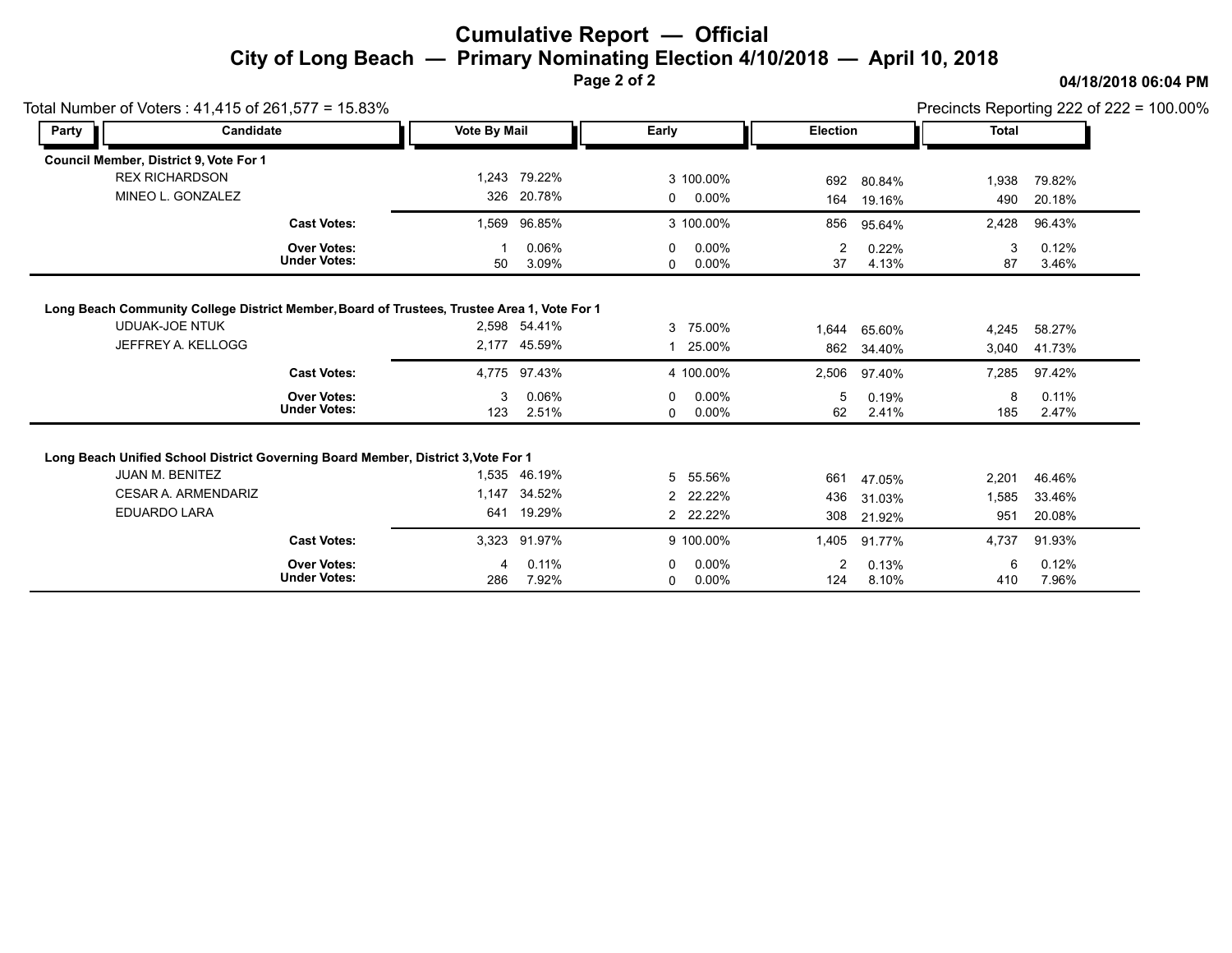# Cumulative Report — Official

## City of Long Beach — Primary Nominating Election 4/10/2018 — April 10, 2018

04/18/2018 06:04 PM

Total Number of Voters : 41,415 of 261,577 = 15.83%

Precincts Reporting 222 of 222 = 100.00%

| Party | Candidate | Vote By Mail | | Early | | Election | | Total | |
|---|---|---|---|---|---|---|---|---|---|
| **Council Member, District 9, Vote For 1** | | | | | | | | | |
| | REX RICHARDSON | 1,243 | 79.22% | 3 | 100.00% | 692 | 80.84% | 1,938 | 79.82% |
| | MINEO L. GONZALEZ | 326 | 20.78% | 0 | 0.00% | 164 | 19.16% | 490 | 20.18% |
| | **Cast Votes:** | 1,569 | 96.85% | 3 | 100.00% | 856 | 95.64% | 2,428 | 96.43% |
| | **Over Votes:** | 1 | 0.06% | 0 | 0.00% | 2 | 0.22% | 3 | 0.12% |
| | **Under Votes:** | 50 | 3.09% | 0 | 0.00% | 37 | 4.13% | 87 | 3.46% |
| **Long Beach Community College District Member, Board of Trustees, Trustee Area 1, Vote For 1** | | | | | | | | | |
| | UDUAK-JOE NTUK | 2,598 | 54.41% | 3 | 75.00% | 1,644 | 65.60% | 4,245 | 58.27% |
| | JEFFREY A. KELLOGG | 2,177 | 45.59% | 1 | 25.00% | 862 | 34.40% | 3,040 | 41.73% |
| | **Cast Votes:** | 4,775 | 97.43% | 4 | 100.00% | 2,506 | 97.40% | 7,285 | 97.42% |
| | **Over Votes:** | 3 | 0.06% | 0 | 0.00% | 5 | 0.19% | 8 | 0.11% |
| | **Under Votes:** | 123 | 2.51% | 0 | 0.00% | 62 | 2.41% | 185 | 2.47% |
| **Long Beach Unified School District Governing Board Member, District 3, Vote For 1** | | | | | | | | | |
| | JUAN M. BENITEZ | 1,535 | 46.19% | 5 | 55.56% | 661 | 47.05% | 2,201 | 46.46% |
| | CESAR A. ARMENDARIZ | 1,147 | 34.52% | 2 | 22.22% | 436 | 31.03% | 1,585 | 33.46% |
| | EDUARDO LARA | 641 | 19.29% | 2 | 22.22% | 308 | 21.92% | 951 | 20.08% |
| | **Cast Votes:** | 3,323 | 91.97% | 9 | 100.00% | 1,405 | 91.77% | 4,737 | 91.93% |
| | **Over Votes:** | 4 | 0.11% | 0 | 0.00% | 2 | 0.13% | 6 | 0.12% |
| | **Under Votes:** | 286 | 7.92% | 0 | 0.00% | 124 | 8.10% | 410 | 7.96% |